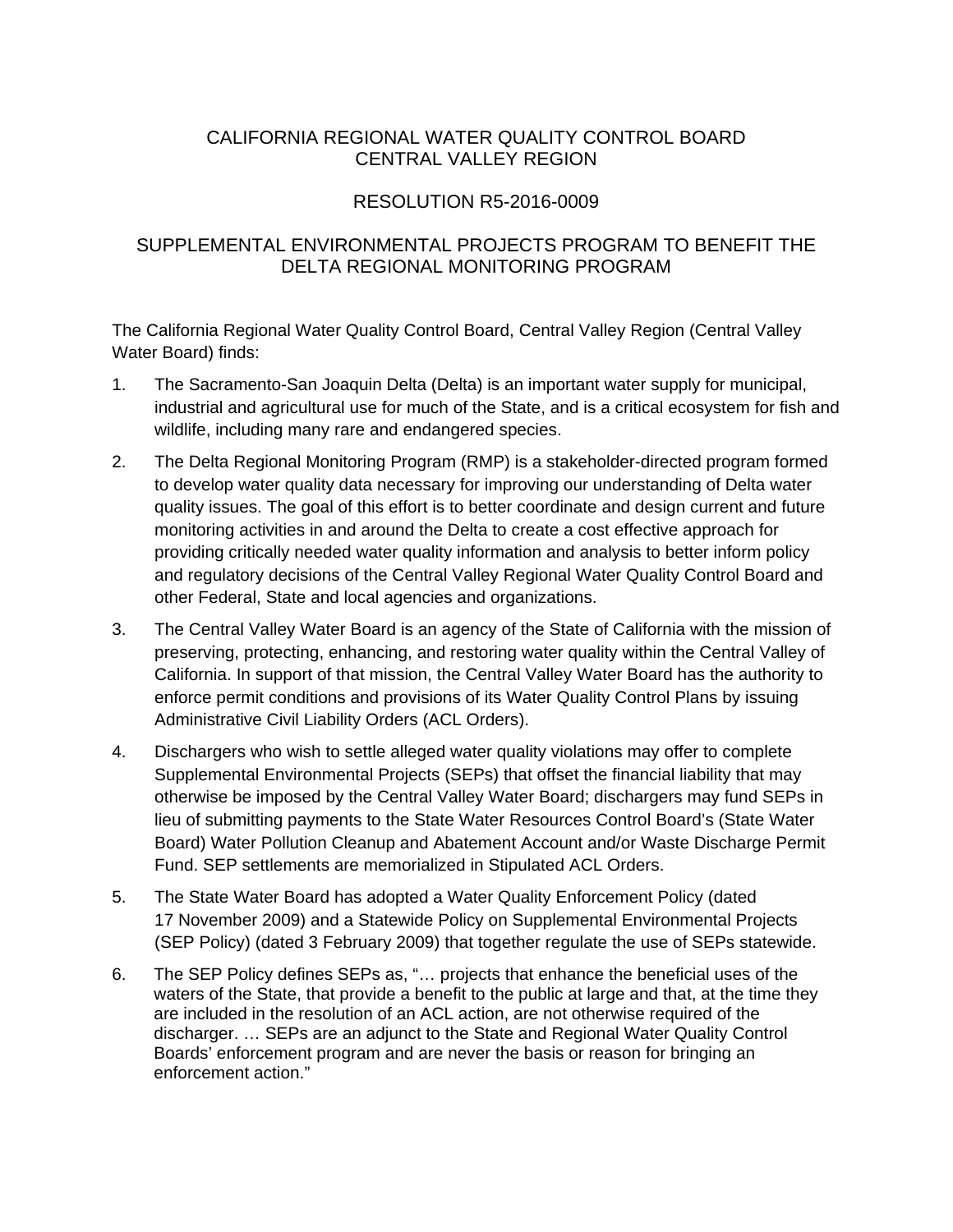# CALIFORNIA REGIONAL WATER QUALITY CONTROL BOARD
# CENTRAL VALLEY REGION

## RESOLUTION R5-2016-0009

## SUPPLEMENTAL ENVIRONMENTAL PROJECTS PROGRAM TO BENEFIT THE DELTA REGIONAL MONITORING PROGRAM

The California Regional Water Quality Control Board, Central Valley Region (Central Valley Water Board) finds:

1. The Sacramento-San Joaquin Delta (Delta) is an important water supply for municipal, industrial and agricultural use for much of the State, and is a critical ecosystem for fish and wildlife, including many rare and endangered species.

2. The Delta Regional Monitoring Program (RMP) is a stakeholder-directed program formed to develop water quality data necessary for improving our understanding of Delta water quality issues. The goal of this effort is to better coordinate and design current and future monitoring activities in and around the Delta to create a cost effective approach for providing critically needed water quality information and analysis to better inform policy and regulatory decisions of the Central Valley Regional Water Quality Control Board and other Federal, State and local agencies and organizations.

3. The Central Valley Water Board is an agency of the State of California with the mission of preserving, protecting, enhancing, and restoring water quality within the Central Valley of California. In support of that mission, the Central Valley Water Board has the authority to enforce permit conditions and provisions of its Water Quality Control Plans by issuing Administrative Civil Liability Orders (ACL Orders).

4. Dischargers who wish to settle alleged water quality violations may offer to complete Supplemental Environmental Projects (SEPs) that offset the financial liability that may otherwise be imposed by the Central Valley Water Board; dischargers may fund SEPs in lieu of submitting payments to the State Water Resources Control Board's (State Water Board) Water Pollution Cleanup and Abatement Account and/or Waste Discharge Permit Fund. SEP settlements are memorialized in Stipulated ACL Orders.

5. The State Water Board has adopted a Water Quality Enforcement Policy (dated 17 November 2009) and a Statewide Policy on Supplemental Environmental Projects (SEP Policy) (dated 3 February 2009) that together regulate the use of SEPs statewide.

6. The SEP Policy defines SEPs as, "… projects that enhance the beneficial uses of the waters of the State, that provide a benefit to the public at large and that, at the time they are included in the resolution of an ACL action, are not otherwise required of the discharger. … SEPs are an adjunct to the State and Regional Water Quality Control Boards' enforcement program and are never the basis or reason for bringing an enforcement action."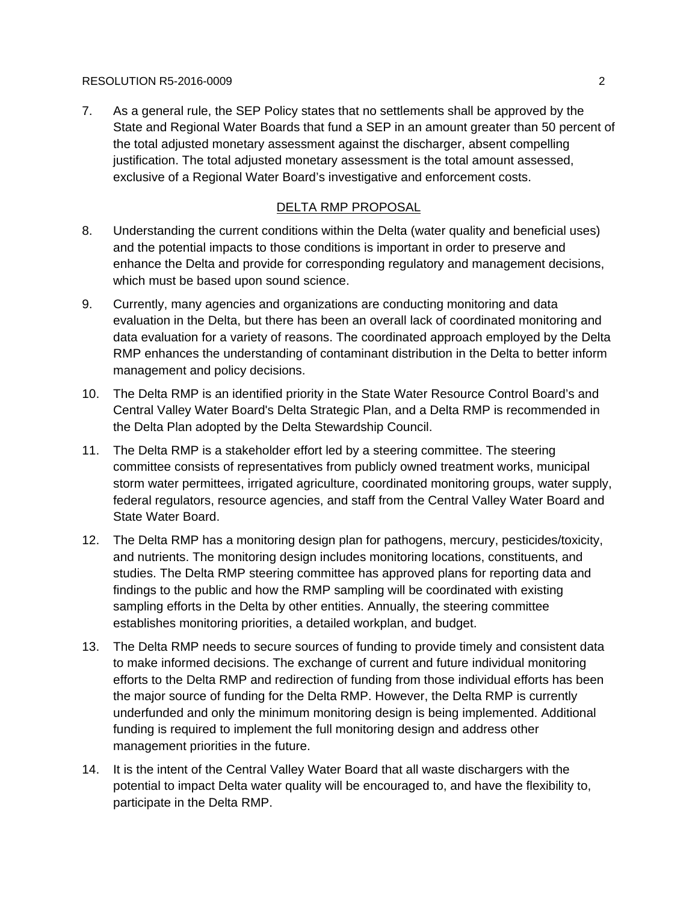7. As a general rule, the SEP Policy states that no settlements shall be approved by the State and Regional Water Boards that fund a SEP in an amount greater than 50 percent of the total adjusted monetary assessment against the discharger, absent compelling justification. The total adjusted monetary assessment is the total amount assessed, exclusive of a Regional Water Board's investigative and enforcement costs.

## DELTA RMP PROPOSAL

8. Understanding the current conditions within the Delta (water quality and beneficial uses) and the potential impacts to those conditions is important in order to preserve and enhance the Delta and provide for corresponding regulatory and management decisions, which must be based upon sound science.

9. Currently, many agencies and organizations are conducting monitoring and data evaluation in the Delta, but there has been an overall lack of coordinated monitoring and data evaluation for a variety of reasons. The coordinated approach employed by the Delta RMP enhances the understanding of contaminant distribution in the Delta to better inform management and policy decisions.

10. The Delta RMP is an identified priority in the State Water Resource Control Board's and Central Valley Water Board's Delta Strategic Plan, and a Delta RMP is recommended in the Delta Plan adopted by the Delta Stewardship Council.

11. The Delta RMP is a stakeholder effort led by a steering committee. The steering committee consists of representatives from publicly owned treatment works, municipal storm water permittees, irrigated agriculture, coordinated monitoring groups, water supply, federal regulators, resource agencies, and staff from the Central Valley Water Board and State Water Board.

12. The Delta RMP has a monitoring design plan for pathogens, mercury, pesticides/toxicity, and nutrients. The monitoring design includes monitoring locations, constituents, and studies. The Delta RMP steering committee has approved plans for reporting data and findings to the public and how the RMP sampling will be coordinated with existing sampling efforts in the Delta by other entities. Annually, the steering committee establishes monitoring priorities, a detailed workplan, and budget.

13. The Delta RMP needs to secure sources of funding to provide timely and consistent data to make informed decisions. The exchange of current and future individual monitoring efforts to the Delta RMP and redirection of funding from those individual efforts has been the major source of funding for the Delta RMP. However, the Delta RMP is currently underfunded and only the minimum monitoring design is being implemented. Additional funding is required to implement the full monitoring design and address other management priorities in the future.

14. It is the intent of the Central Valley Water Board that all waste dischargers with the potential to impact Delta water quality will be encouraged to, and have the flexibility to, participate in the Delta RMP.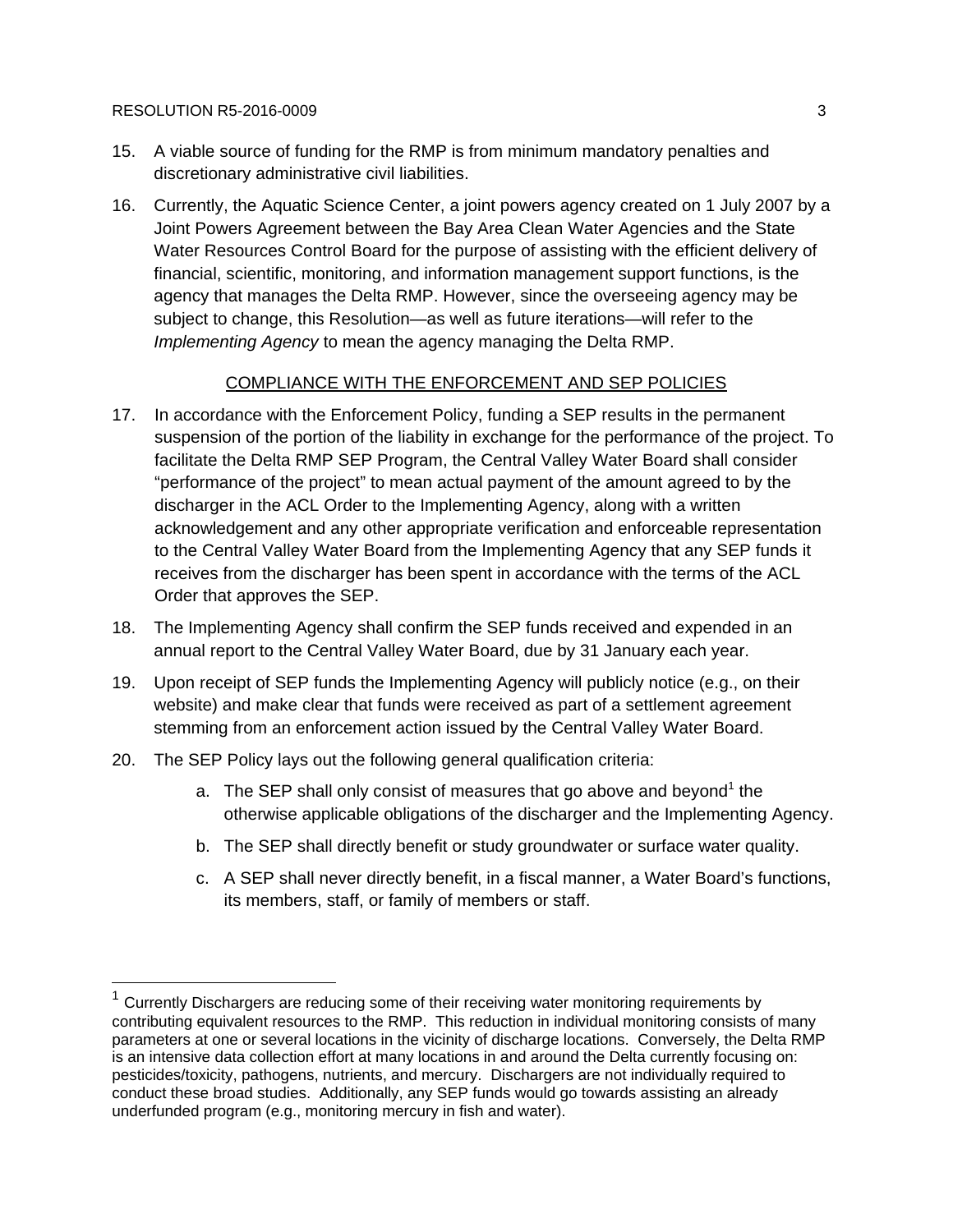15. A viable source of funding for the RMP is from minimum mandatory penalties and discretionary administrative civil liabilities.

16. Currently, the Aquatic Science Center, a joint powers agency created on 1 July 2007 by a Joint Powers Agreement between the Bay Area Clean Water Agencies and the State Water Resources Control Board for the purpose of assisting with the efficient delivery of financial, scientific, monitoring, and information management support functions, is the agency that manages the Delta RMP. However, since the overseeing agency may be subject to change, this Resolution—as well as future iterations—will refer to the *Implementing Agency* to mean the agency managing the Delta RMP.

## COMPLIANCE WITH THE ENFORCEMENT AND SEP POLICIES

17. In accordance with the Enforcement Policy, funding a SEP results in the permanent suspension of the portion of the liability in exchange for the performance of the project. To facilitate the Delta RMP SEP Program, the Central Valley Water Board shall consider "performance of the project" to mean actual payment of the amount agreed to by the discharger in the ACL Order to the Implementing Agency, along with a written acknowledgement and any other appropriate verification and enforceable representation to the Central Valley Water Board from the Implementing Agency that any SEP funds it receives from the discharger has been spent in accordance with the terms of the ACL Order that approves the SEP.

18. The Implementing Agency shall confirm the SEP funds received and expended in an annual report to the Central Valley Water Board, due by 31 January each year.

19. Upon receipt of SEP funds the Implementing Agency will publicly notice (e.g., on their website) and make clear that funds were received as part of a settlement agreement stemming from an enforcement action issued by the Central Valley Water Board.

20. The SEP Policy lays out the following general qualification criteria:

    a. The SEP shall only consist of measures that go above and beyond[1] the otherwise applicable obligations of the discharger and the Implementing Agency.

    b. The SEP shall directly benefit or study groundwater or surface water quality.

    c. A SEP shall never directly benefit, in a fiscal manner, a Water Board's functions, its members, staff, or family of members or staff.

---

[1] Currently Dischargers are reducing some of their receiving water monitoring requirements by contributing equivalent resources to the RMP. This reduction in individual monitoring consists of many parameters at one or several locations in the vicinity of discharge locations. Conversely, the Delta RMP is an intensive data collection effort at many locations in and around the Delta currently focusing on: pesticides/toxicity, pathogens, nutrients, and mercury. Dischargers are not individually required to conduct these broad studies. Additionally, any SEP funds would go towards assisting an already underfunded program (e.g., monitoring mercury in fish and water).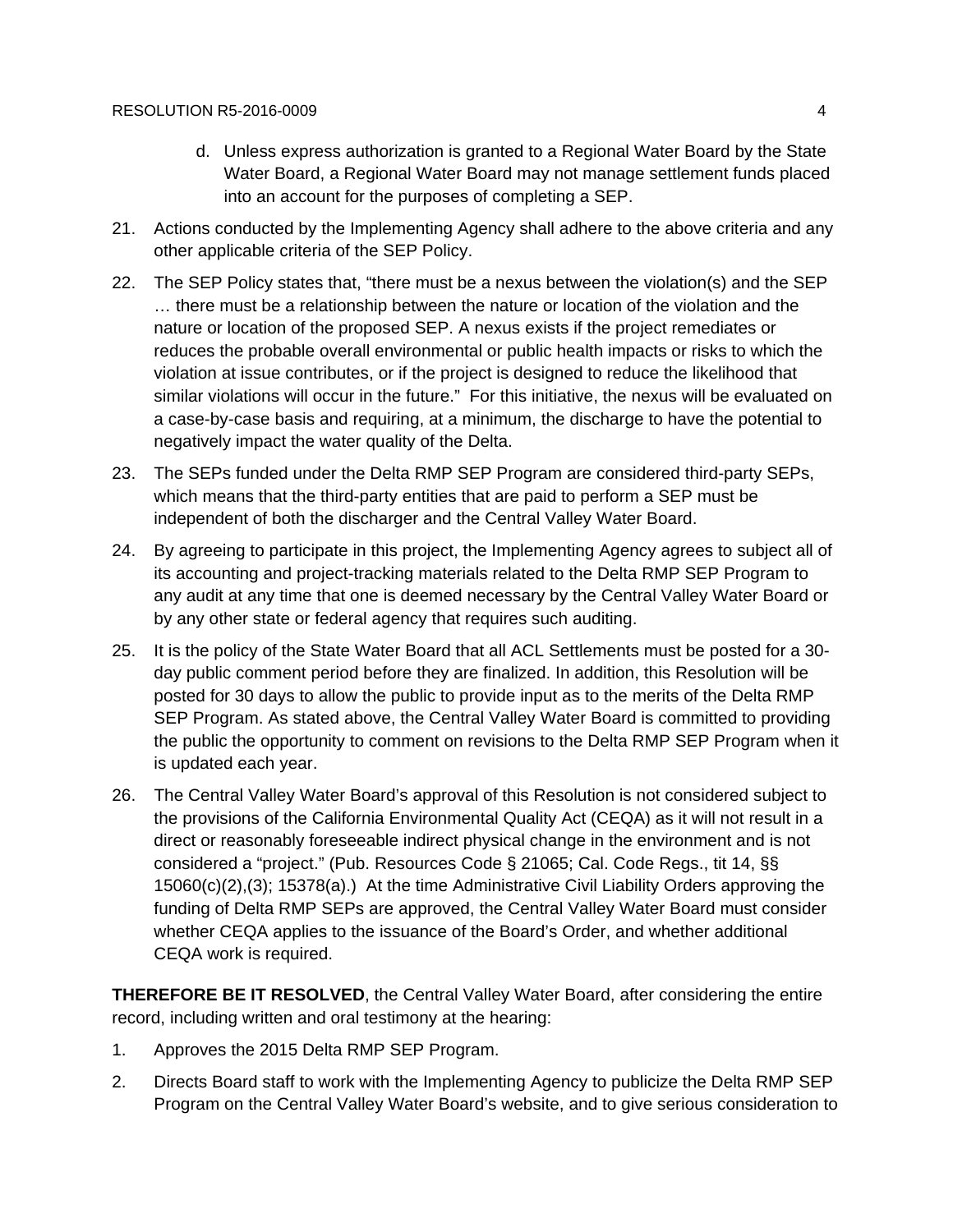d. Unless express authorization is granted to a Regional Water Board by the State Water Board, a Regional Water Board may not manage settlement funds placed into an account for the purposes of completing a SEP.

21. Actions conducted by the Implementing Agency shall adhere to the above criteria and any other applicable criteria of the SEP Policy.

22. The SEP Policy states that, "there must be a nexus between the violation(s) and the SEP … there must be a relationship between the nature or location of the violation and the nature or location of the proposed SEP. A nexus exists if the project remediates or reduces the probable overall environmental or public health impacts or risks to which the violation at issue contributes, or if the project is designed to reduce the likelihood that similar violations will occur in the future." For this initiative, the nexus will be evaluated on a case-by-case basis and requiring, at a minimum, the discharge to have the potential to negatively impact the water quality of the Delta.

23. The SEPs funded under the Delta RMP SEP Program are considered third-party SEPs, which means that the third-party entities that are paid to perform a SEP must be independent of both the discharger and the Central Valley Water Board.

24. By agreeing to participate in this project, the Implementing Agency agrees to subject all of its accounting and project-tracking materials related to the Delta RMP SEP Program to any audit at any time that one is deemed necessary by the Central Valley Water Board or by any other state or federal agency that requires such auditing.

25. It is the policy of the State Water Board that all ACL Settlements must be posted for a 30-day public comment period before they are finalized. In addition, this Resolution will be posted for 30 days to allow the public to provide input as to the merits of the Delta RMP SEP Program. As stated above, the Central Valley Water Board is committed to providing the public the opportunity to comment on revisions to the Delta RMP SEP Program when it is updated each year.

26. The Central Valley Water Board's approval of this Resolution is not considered subject to the provisions of the California Environmental Quality Act (CEQA) as it will not result in a direct or reasonably foreseeable indirect physical change in the environment and is not considered a "project." (Pub. Resources Code § 21065; Cal. Code Regs., tit 14, §§ 15060(c)(2),(3); 15378(a).) At the time Administrative Civil Liability Orders approving the funding of Delta RMP SEPs are approved, the Central Valley Water Board must consider whether CEQA applies to the issuance of the Board's Order, and whether additional CEQA work is required.

**THEREFORE BE IT RESOLVED**, the Central Valley Water Board, after considering the entire record, including written and oral testimony at the hearing:

1. Approves the 2015 Delta RMP SEP Program.

2. Directs Board staff to work with the Implementing Agency to publicize the Delta RMP SEP Program on the Central Valley Water Board's website, and to give serious consideration to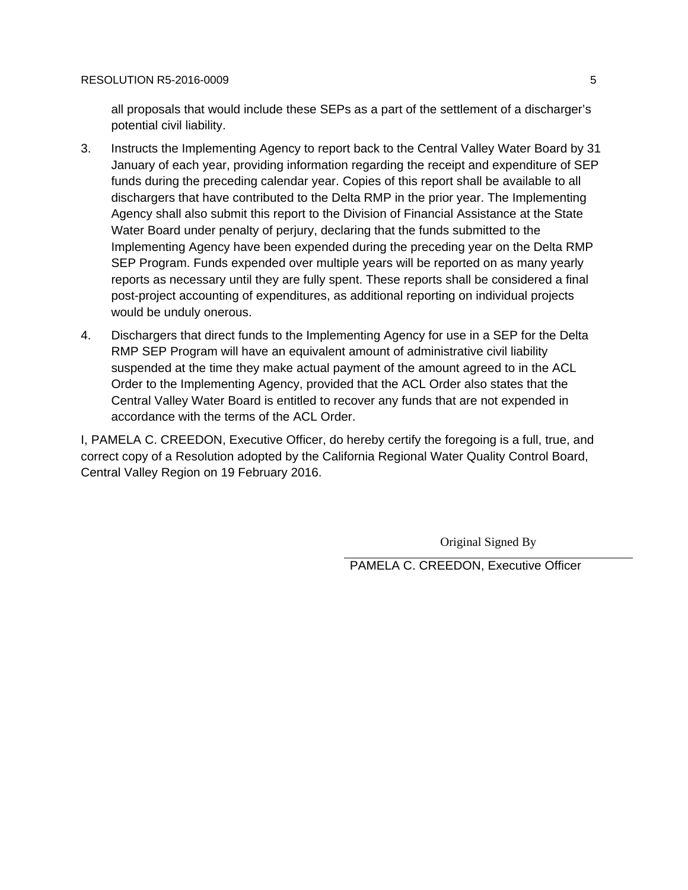all proposals that would include these SEPs as a part of the settlement of a discharger's potential civil liability.

3. Instructs the Implementing Agency to report back to the Central Valley Water Board by 31 January of each year, providing information regarding the receipt and expenditure of SEP funds during the preceding calendar year. Copies of this report shall be available to all dischargers that have contributed to the Delta RMP in the prior year. The Implementing Agency shall also submit this report to the Division of Financial Assistance at the State Water Board under penalty of perjury, declaring that the funds submitted to the Implementing Agency have been expended during the preceding year on the Delta RMP SEP Program. Funds expended over multiple years will be reported on as many yearly reports as necessary until they are fully spent. These reports shall be considered a final post-project accounting of expenditures, as additional reporting on individual projects would be unduly onerous.

4. Dischargers that direct funds to the Implementing Agency for use in a SEP for the Delta RMP SEP Program will have an equivalent amount of administrative civil liability suspended at the time they make actual payment of the amount agreed to in the ACL Order to the Implementing Agency, provided that the ACL Order also states that the Central Valley Water Board is entitled to recover any funds that are not expended in accordance with the terms of the ACL Order.

I, PAMELA C. CREEDON, Executive Officer, do hereby certify the foregoing is a full, true, and correct copy of a Resolution adopted by the California Regional Water Quality Control Board, Central Valley Region on 19 February 2016.

Original Signed By

PAMELA C. CREEDON, Executive Officer